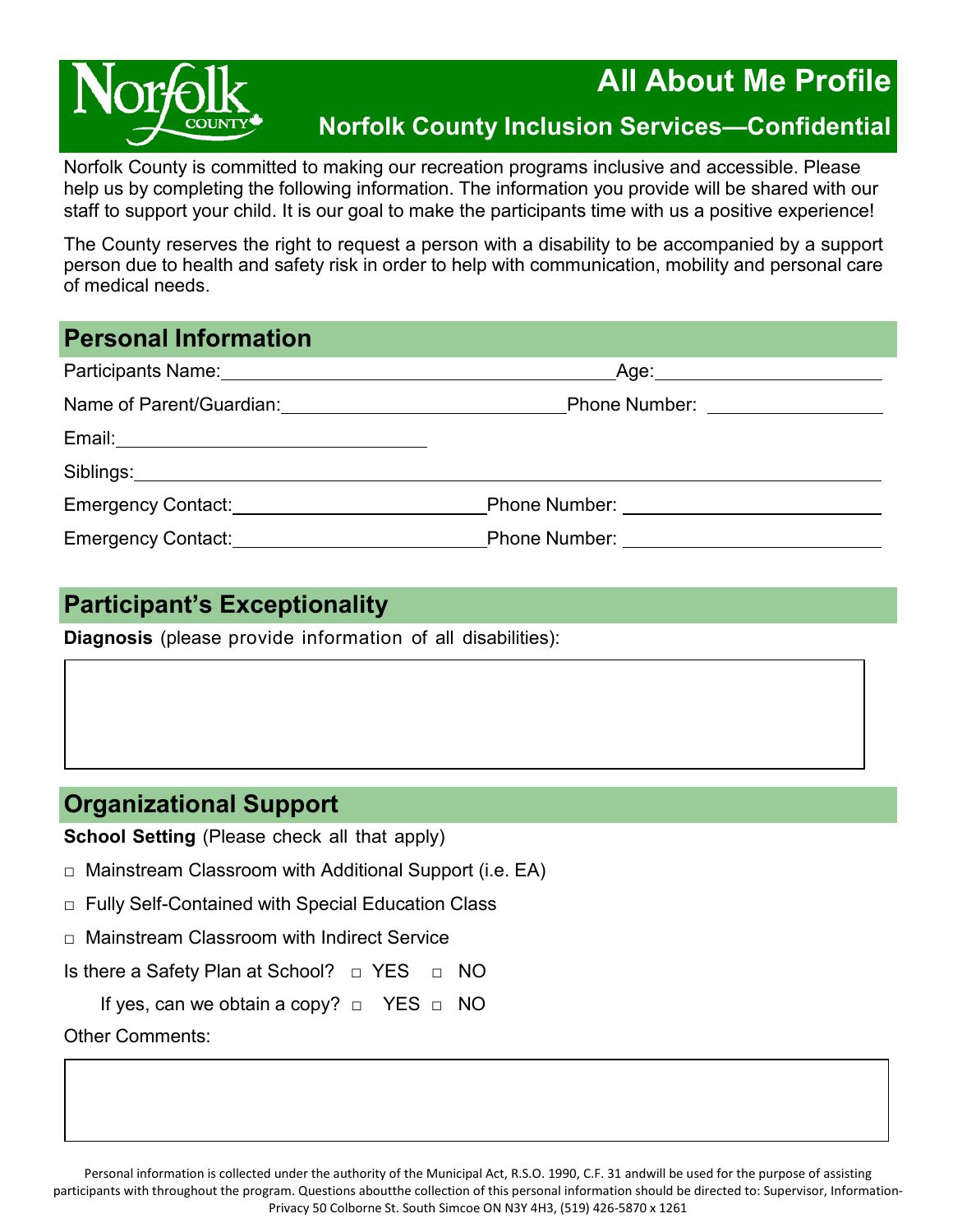# All About Me Profile

## Norfolk County Inclusion Services—Confidential

Norfolk County is committed to making our recreation programs inclusive and accessible. Please help us by completing the following information. The information you provide will be shared with our staff to support your child. It is our goal to make the participants time with us a positive experience!

The County reserves the right to request a person with a disability to be accompanied by a support person due to health and safety risk in order to help with communication, mobility and personal care of medical needs.

## Personal Information

Participants Name:______________________________ Age:________________

Name of Parent/Guardian:______________________ Phone Number: ____________

Email:__________________________

Siblings:____________________________________________________________

Emergency Contact:____________________ Phone Number: ____________________

Emergency Contact:____________________ Phone Number: ____________________

## Participant's Exceptionality

**Diagnosis** (please provide information of all disabilities):

## Organizational Support

**School Setting** (Please check all that apply)

□ Mainstream Classroom with Additional Support (i.e. EA)

□ Fully Self-Contained with Special Education Class

□ Mainstream Classroom with Indirect Service

Is there a Safety Plan at School? □ YES □ NO

If yes, can we obtain a copy? □ YES □ NO

Other Comments:

Personal information is collected under the authority of the Municipal Act, R.S.O. 1990, C.F. 31 andwill be used for the purpose of assisting participants with throughout the program. Questions aboutthe collection of this personal information should be directed to: Supervisor, Information-Privacy 50 Colborne St. South Simcoe ON N3Y 4H3, (519) 426-5870 x 1261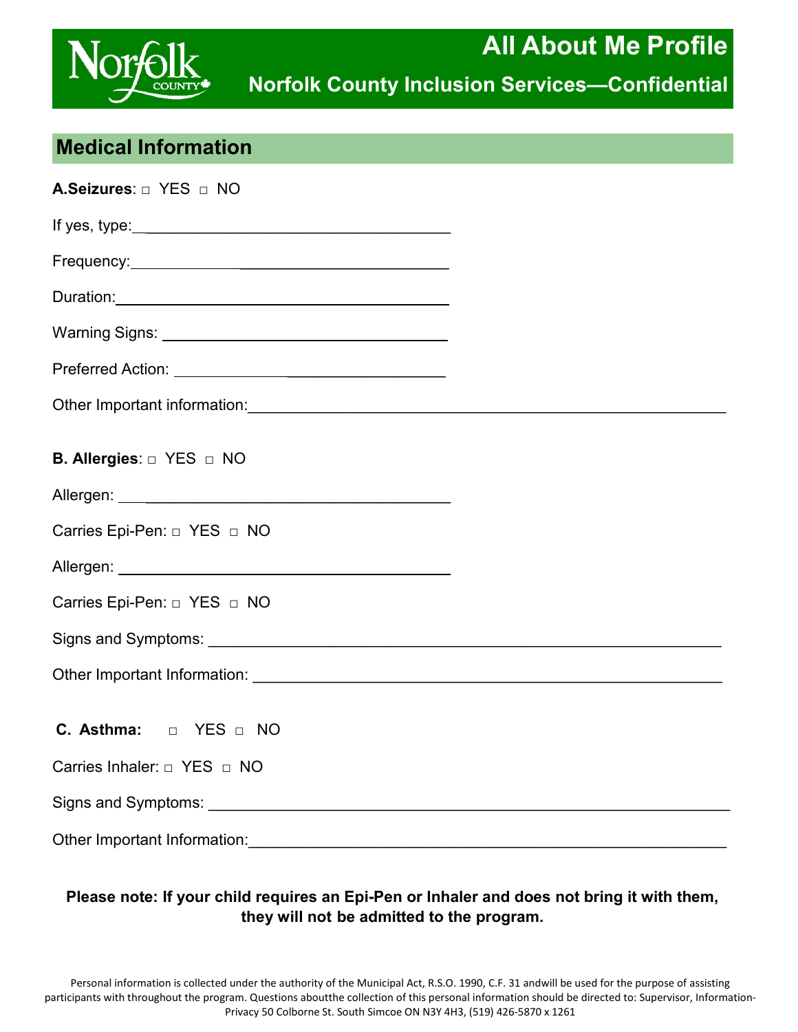# All About Me Profile

## Norfolk County Inclusion Services—Confidential

## Medical Information

**A.Seizures**: □ YES □ NO

If yes, type:____________________________________

Frequency:____________________________________

Duration:____________________________________

Warning Signs: ________________________________

Preferred Action: ______________________________

Other Important information:______________________________________________________

**B. Allergies**: □ YES □ NO

Allergen: ____________________________________

Carries Epi-Pen: □ YES □ NO

Allergen: ____________________________________

Carries Epi-Pen: □ YES □ NO

Signs and Symptoms: ____________________________________________________________

Other Important Information: _____________________________________________________

**C. Asthma:** □ YES □ NO

Carries Inhaler: □ YES □ NO

Signs and Symptoms: ____________________________________________________________

Other Important Information:_______________________________________________________

**Please note: If your child requires an Epi-Pen or Inhaler and does not bring it with them, they will not be admitted to the program.**

Personal information is collected under the authority of the Municipal Act, R.S.O. 1990, C.F. 31 andwill be used for the purpose of assisting participants with throughout the program. Questions aboutthe collection of this personal information should be directed to: Supervisor, Information-Privacy 50 Colborne St. South Simcoe ON N3Y 4H3, (519) 426-5870 x 1261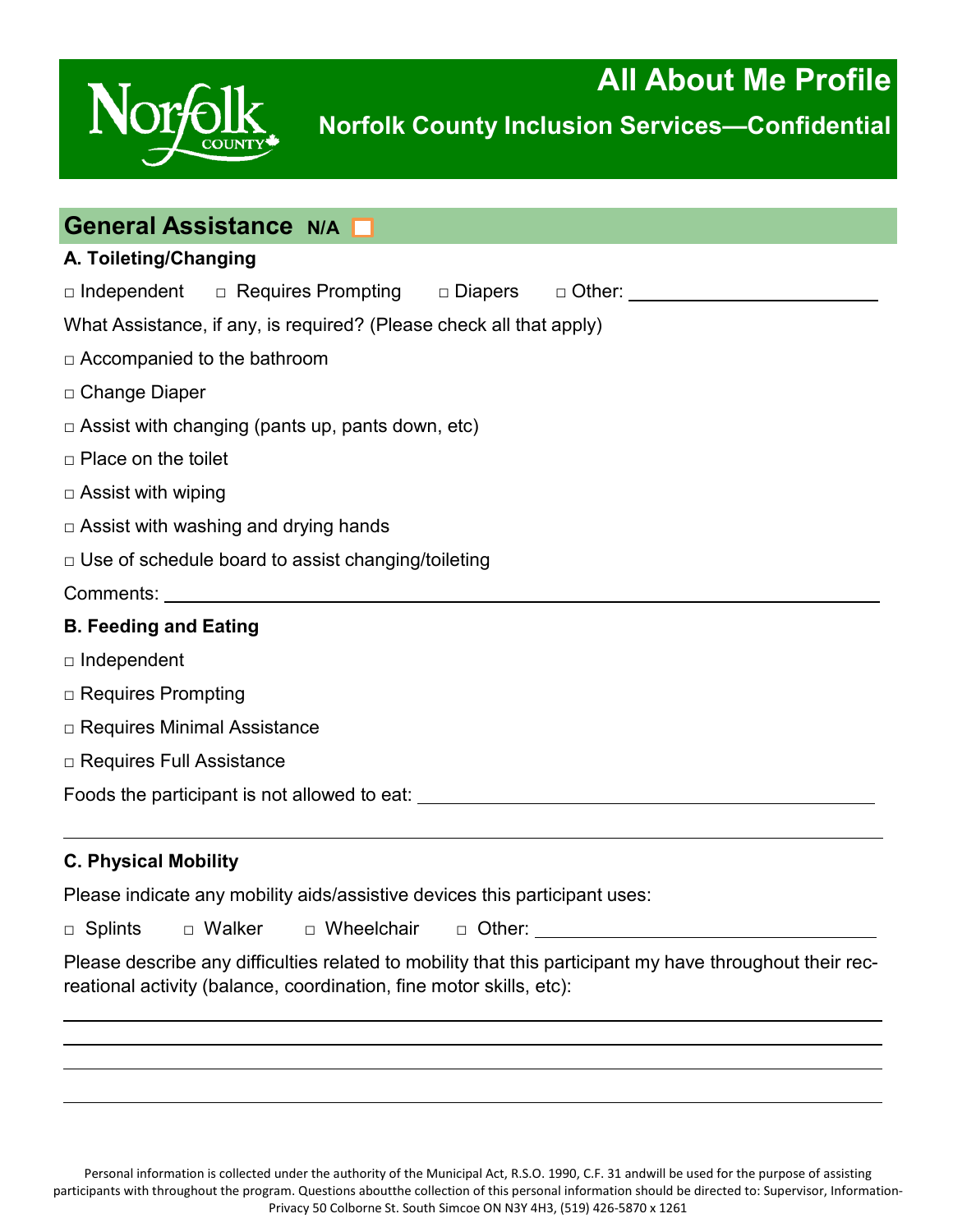# All About Me Profile

## Norfolk County Inclusion Services—Confidential

## General Assistance N/A ☐

### A. Toileting/Changing

□ Independent □ Requires Prompting □ Diapers □ Other: ______________________

What Assistance, if any, is required? (Please check all that apply)

□ Accompanied to the bathroom

□ Change Diaper

□ Assist with changing (pants up, pants down, etc)

□ Place on the toilet

□ Assist with wiping

□ Assist with washing and drying hands

□ Use of schedule board to assist changing/toileting

Comments: ______________________________________________________________

### B. Feeding and Eating

□ Independent

□ Requires Prompting

□ Requires Minimal Assistance

□ Requires Full Assistance

Foods the participant is not allowed to eat: ______________________________________

______________________________________________________________________

### C. Physical Mobility

Please indicate any mobility aids/assistive devices this participant uses:

□ Splints □ Walker □ Wheelchair □ Other: ______________________

Please describe any difficulties related to mobility that this participant my have throughout their recreational activity (balance, coordination, fine motor skills, etc):

______________________________________________________________________

______________________________________________________________________

______________________________________________________________________

______________________________________________________________________

Personal information is collected under the authority of the Municipal Act, R.S.O. 1990, C.F. 31 andwill be used for the purpose of assisting participants with throughout the program. Questions aboutthe collection of this personal information should be directed to: Supervisor, Information-Privacy 50 Colborne St. South Simcoe ON N3Y 4H3, (519) 426-5870 x 1261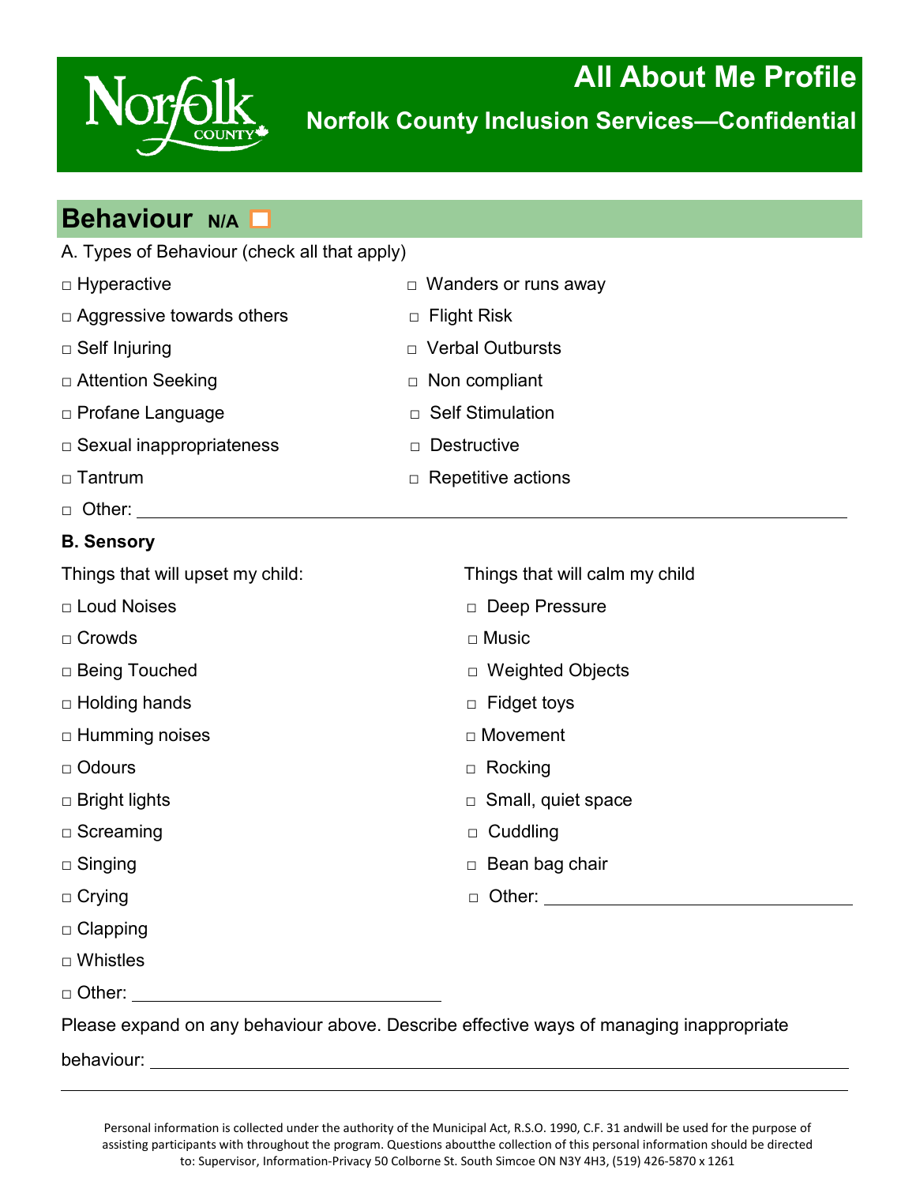# All About Me Profile

## Norfolk County Inclusion Services—Confidential

## Behaviour N/A □

A. Types of Behaviour (check all that apply)

- □ Hyperactive
- □ Aggressive towards others
- □ Self Injuring
- □ Attention Seeking
- □ Profane Language
- □ Sexual inappropriateness
- □ Tantrum
- □ Wanders or runs away
- □ Flight Risk
- □ Verbal Outbursts
- □ Non compliant
- □ Self Stimulation
- □ Destructive
- □ Repetitive actions
- □ Other: ____________________

**B. Sensory**

Things that will upset my child:

- □ Loud Noises
- □ Crowds
- □ Being Touched
- □ Holding hands
- □ Humming noises
- □ Odours
- □ Bright lights
- □ Screaming
- □ Singing
- □ Crying
- □ Clapping
- □ Whistles
- □ Other: ____________________

Things that will calm my child

- □ Deep Pressure
- □ Music
- □ Weighted Objects
- □ Fidget toys
- □ Movement
- □ Rocking
- □ Small, quiet space
- □ Cuddling
- □ Bean bag chair
- □ Other: ____________________

Please expand on any behaviour above. Describe effective ways of managing inappropriate behaviour: ____________________

Personal information is collected under the authority of the Municipal Act, R.S.O. 1990, C.F. 31 andwill be used for the purpose of assisting participants with throughout the program. Questions aboutthe collection of this personal information should be directed to: Supervisor, Information-Privacy 50 Colborne St. South Simcoe ON N3Y 4H3, (519) 426-5870 x 1261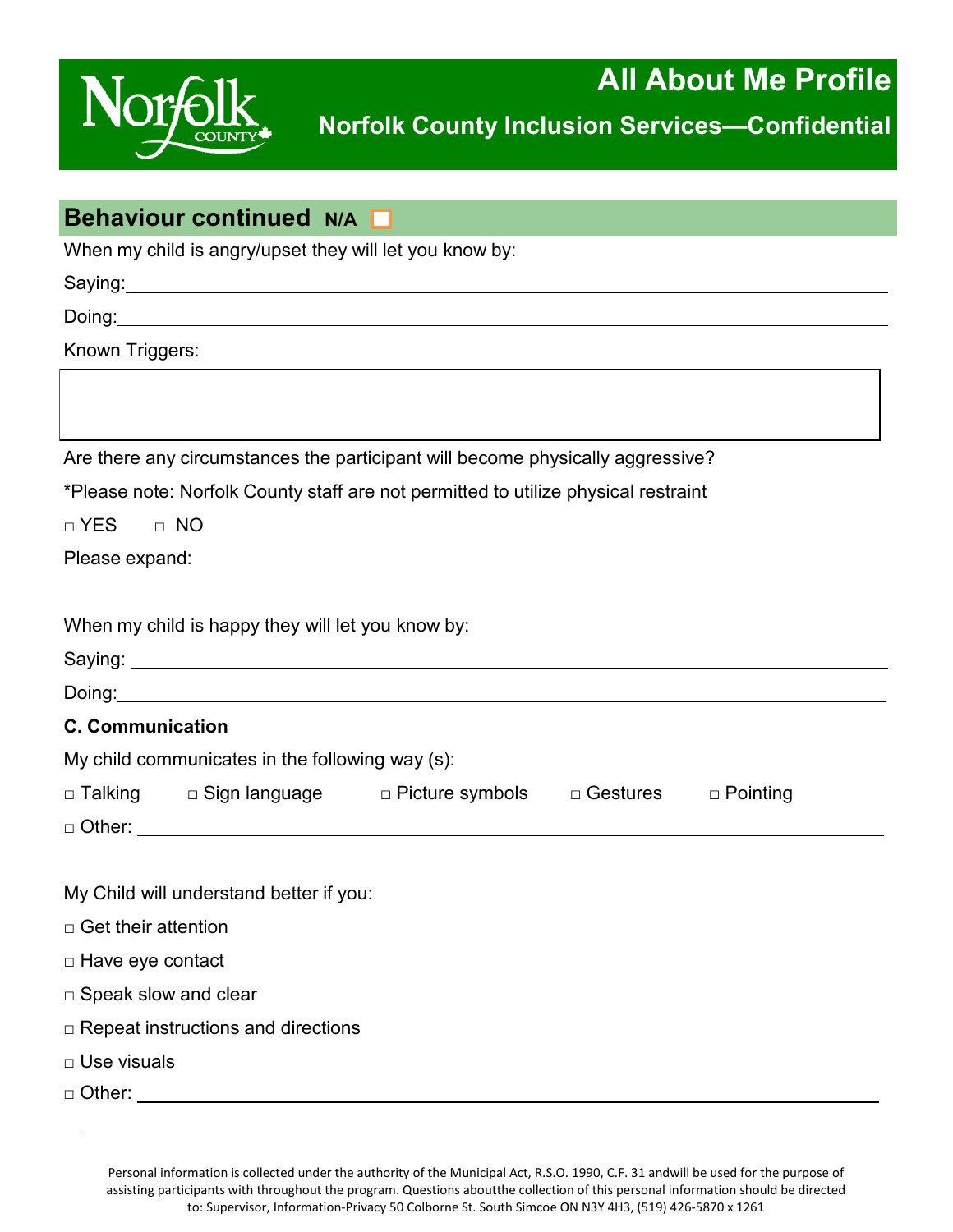# All About Me Profile

## Norfolk County Inclusion Services—Confidential

## Behaviour continued N/A ☐

When my child is angry/upset they will let you know by:

Saying: ______________________________________________

Doing: ______________________________________________

Known Triggers:

|  |
|---|
|  |

Are there any circumstances the participant will become physically aggressive?

*Please note: Norfolk County staff are not permitted to utilize physical restraint

□ YES □ NO

Please expand:

When my child is happy they will let you know by:

Saying: ______________________________________________

Doing: ______________________________________________

**C. Communication**

My child communicates in the following way (s):

□ Talking □ Sign language □ Picture symbols □ Gestures □ Pointing

□ Other: ______________________________________________

My Child will understand better if you:

□ Get their attention

□ Have eye contact

□ Speak slow and clear

□ Repeat instructions and directions

□ Use visuals

□ Other: ______________________________________________

Personal information is collected under the authority of the Municipal Act, R.S.O. 1990, C.F. 31 andwill be used for the purpose of assisting participants with throughout the program. Questions aboutthe collection of this personal information should be directed to: Supervisor, Information-Privacy 50 Colborne St. South Simcoe ON N3Y 4H3, (519) 426-5870 x 1261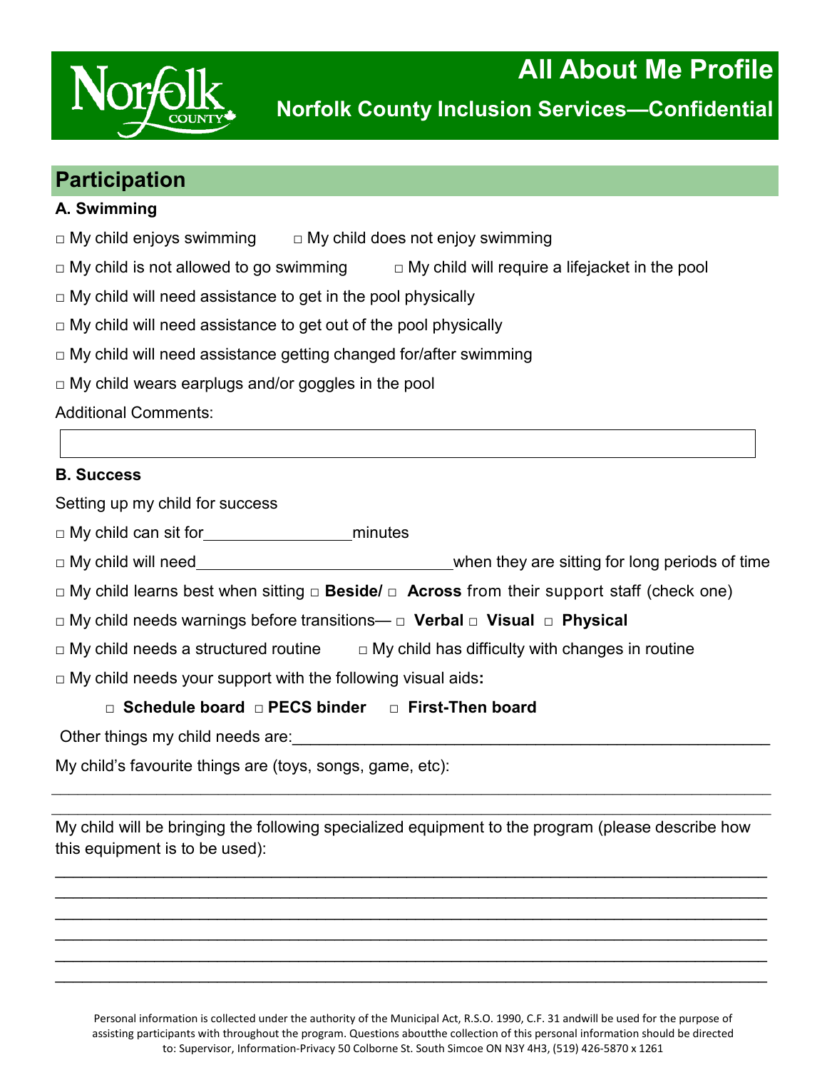# All About Me Profile

## Norfolk County Inclusion Services—Confidential

## Participation

**A. Swimming**

□ My child enjoys swimming    □ My child does not enjoy swimming

□ My child is not allowed to go swimming    □ My child will require a lifejacket in the pool

□ My child will need assistance to get in the pool physically

□ My child will need assistance to get out of the pool physically

□ My child will need assistance getting changed for/after swimming

□ My child wears earplugs and/or goggles in the pool

Additional Comments:

**B. Success**

Setting up my child for success

□ My child can sit for________________minutes

□ My child will need____________________________when they are sitting for long periods of time

□ My child learns best when sitting □ **Beside/** □ **Across** from their support staff (check one)

□ My child needs warnings before transitions— □ **Verbal** □ **Visual** □ **Physical**

□ My child needs a structured routine    □ My child has difficulty with changes in routine

□ My child needs your support with the following visual aids**:**

□ **Schedule board** □ **PECS binder** □ **First-Then board**

Other things my child needs are:____________________________________________________

My child's favourite things are (toys, songs, game, etc):

_____________________________________________________________________________

_____________________________________________________________________________

My child will be bringing the following specialized equipment to the program (please describe how this equipment is to be used):

_____________________________________________________________________________

_____________________________________________________________________________

_____________________________________________________________________________

_____________________________________________________________________________

_____________________________________________________________________________

_____________________________________________________________________________

Personal information is collected under the authority of the Municipal Act, R.S.O. 1990, C.F. 31 andwill be used for the purpose of assisting participants with throughout the program. Questions aboutthe collection of this personal information should be directed to: Supervisor, Information-Privacy 50 Colborne St. South Simcoe ON N3Y 4H3, (519) 426-5870 x 1261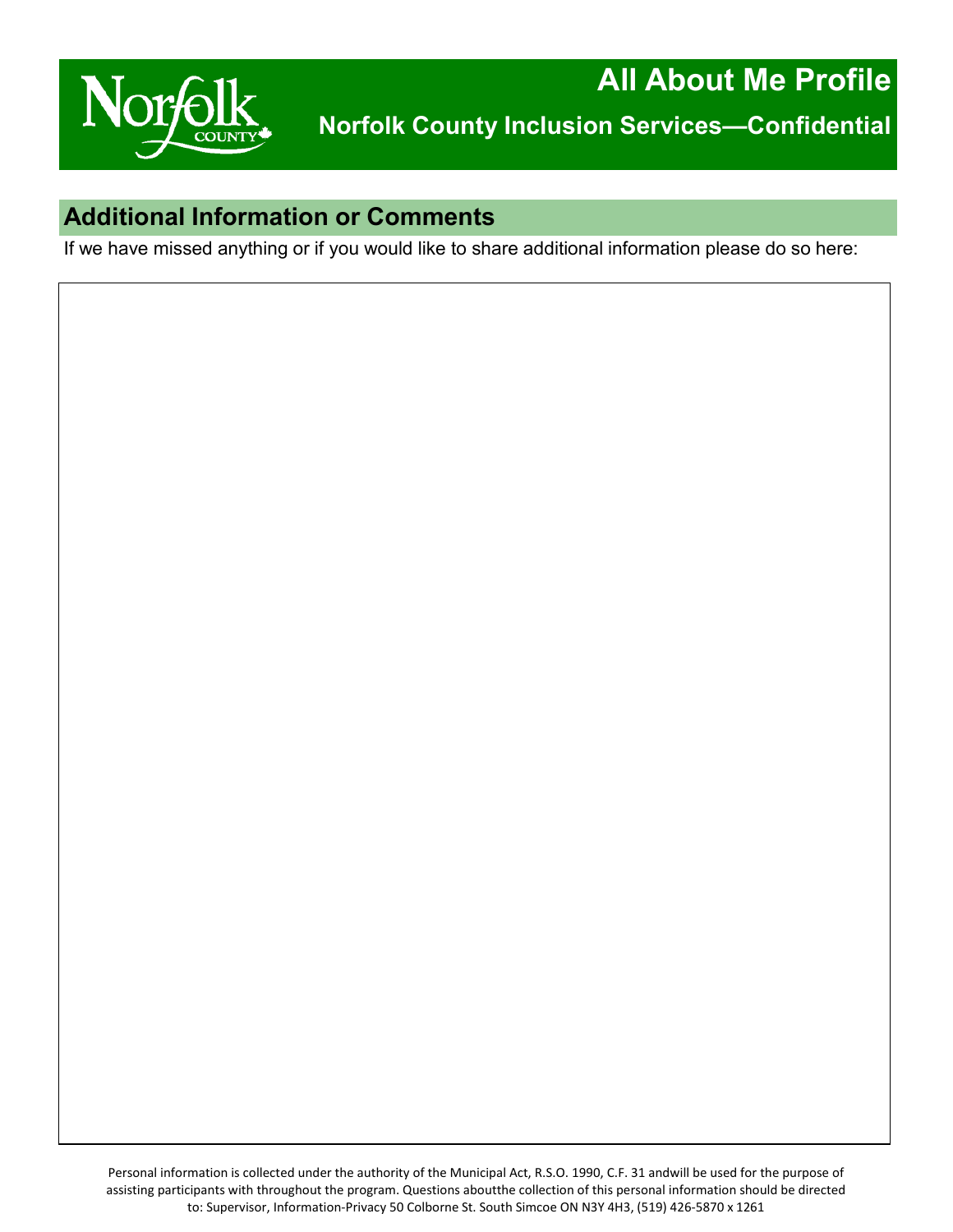# All About Me Profile

## Norfolk County Inclusion Services—Confidential

## Additional Information or Comments

If we have missed anything or if you would like to share additional information please do so here:

Personal information is collected under the authority of the Municipal Act, R.S.O. 1990, C.F. 31 andwill be used for the purpose of assisting participants with throughout the program. Questions aboutthe collection of this personal information should be directed to: Supervisor, Information-Privacy 50 Colborne St. South Simcoe ON N3Y 4H3, (519) 426-5870 x 1261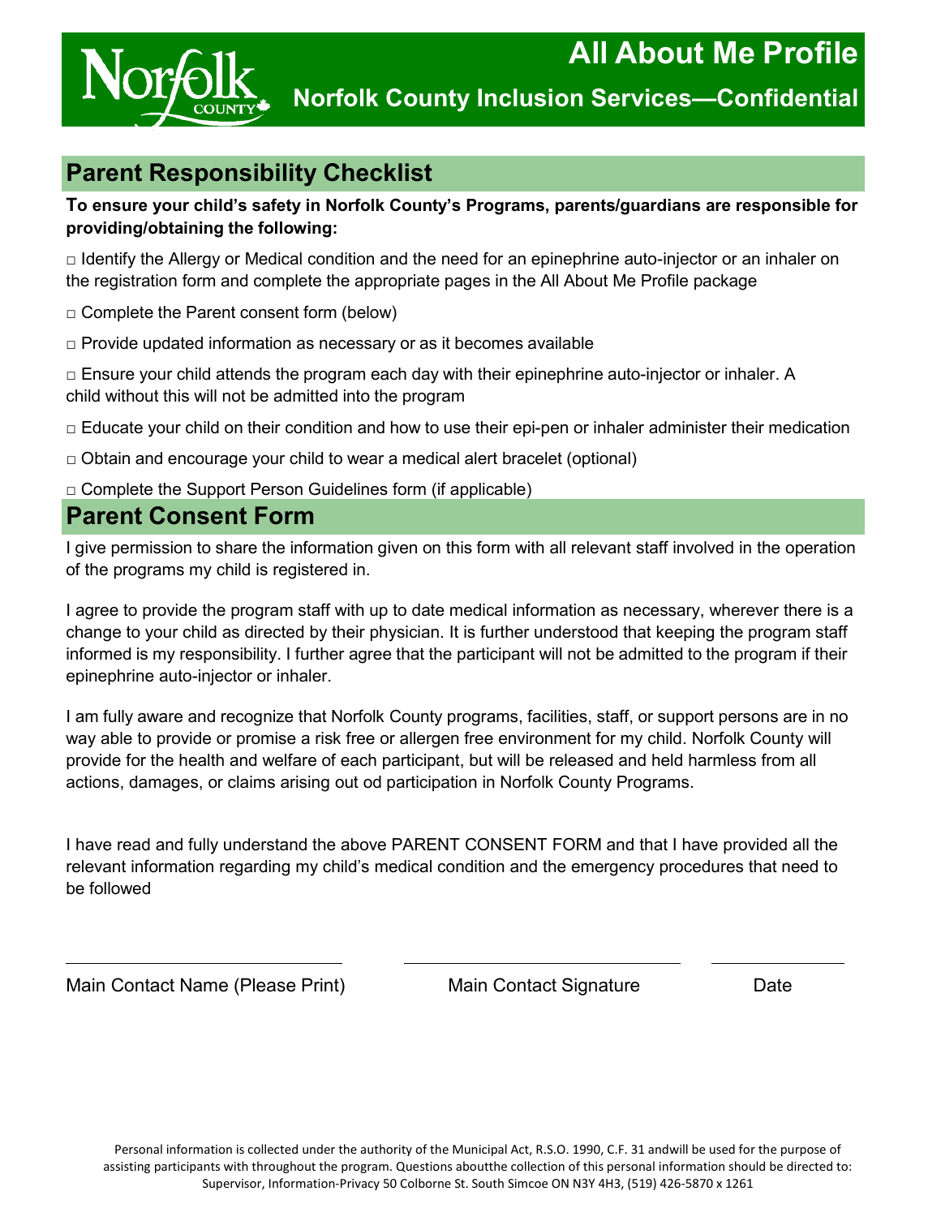# All About Me Profile

## Norfolk County Inclusion Services—Confidential

## Parent Responsibility Checklist

**To ensure your child's safety in Norfolk County's Programs, parents/guardians are responsible for providing/obtaining the following:**

□ Identify the Allergy or Medical condition and the need for an epinephrine auto-injector or an inhaler on the registration form and complete the appropriate pages in the All About Me Profile package

□ Complete the Parent consent form (below)

□ Provide updated information as necessary or as it becomes available

□ Ensure your child attends the program each day with their epinephrine auto-injector or inhaler. A child without this will not be admitted into the program

□ Educate your child on their condition and how to use their epi-pen or inhaler administer their medication

□ Obtain and encourage your child to wear a medical alert bracelet (optional)

□ Complete the Support Person Guidelines form (if applicable)

## Parent Consent Form

I give permission to share the information given on this form with all relevant staff involved in the operation of the programs my child is registered in.

I agree to provide the program staff with up to date medical information as necessary, wherever there is a change to your child as directed by their physician. It is further understood that keeping the program staff informed is my responsibility. I further agree that the participant will not be admitted to the program if their epinephrine auto-injector or inhaler.

I am fully aware and recognize that Norfolk County programs, facilities, staff, or support persons are in no way able to provide or promise a risk free or allergen free environment for my child. Norfolk County will provide for the health and welfare of each participant, but will be released and held harmless from all actions, damages, or claims arising out od participation in Norfolk County Programs.

I have read and fully understand the above PARENT CONSENT FORM and that I have provided all the relevant information regarding my child's medical condition and the emergency procedures that need to be followed

_______________________________ _______________________________ _______________

Main Contact Name (Please Print) Main Contact Signature Date

Personal information is collected under the authority of the Municipal Act, R.S.O. 1990, C.F. 31 andwill be used for the purpose of assisting participants with throughout the program. Questions aboutthe collection of this personal information should be directed to: Supervisor, Information-Privacy 50 Colborne St. South Simcoe ON N3Y 4H3, (519) 426-5870 x 1261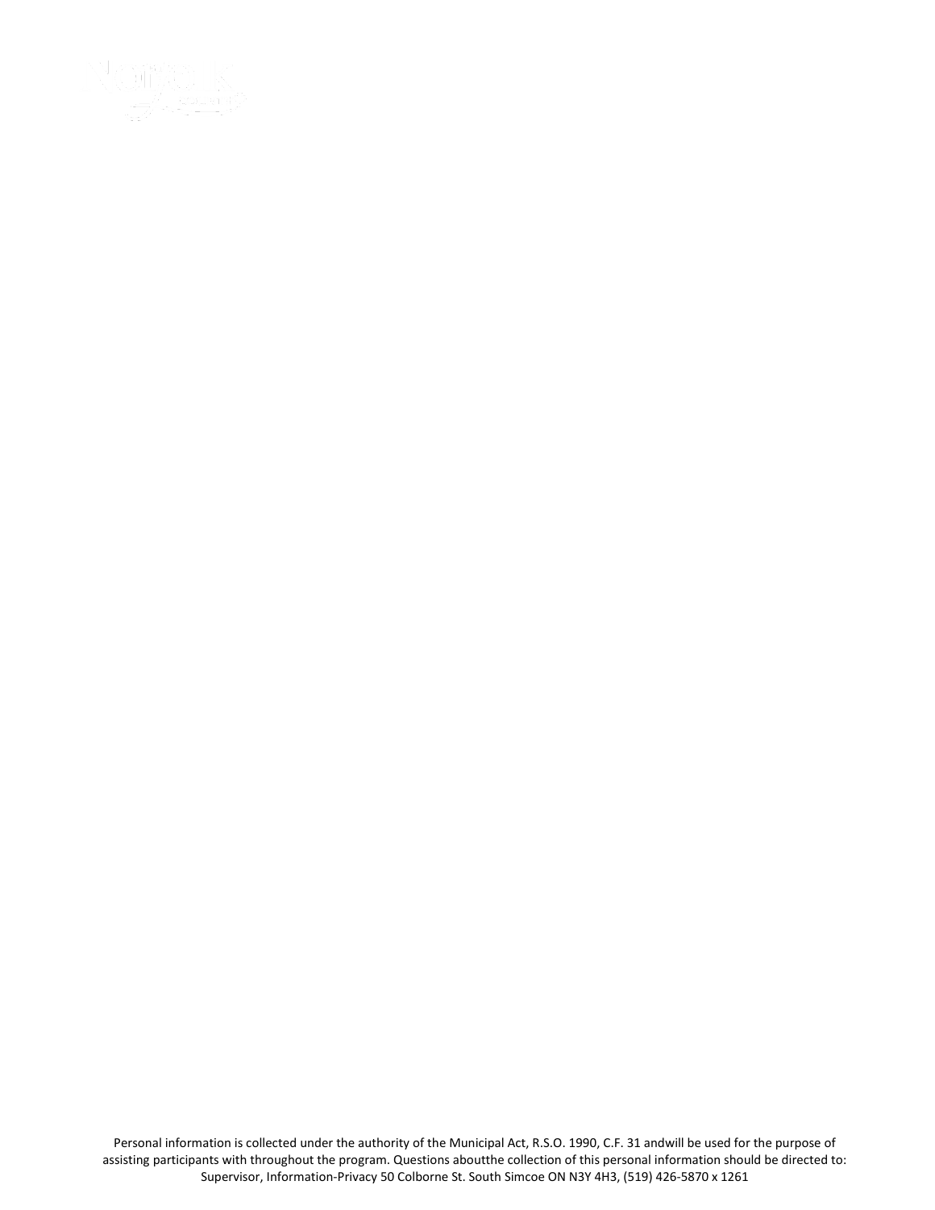Personal information is collected under the authority of the Municipal Act, R.S.O. 1990, C.F. 31 andwill be used for the purpose of assisting participants with throughout the program. Questions aboutthe collection of this personal information should be directed to: Supervisor, Information-Privacy 50 Colborne St. South Simcoe ON N3Y 4H3, (519) 426-5870 x 1261